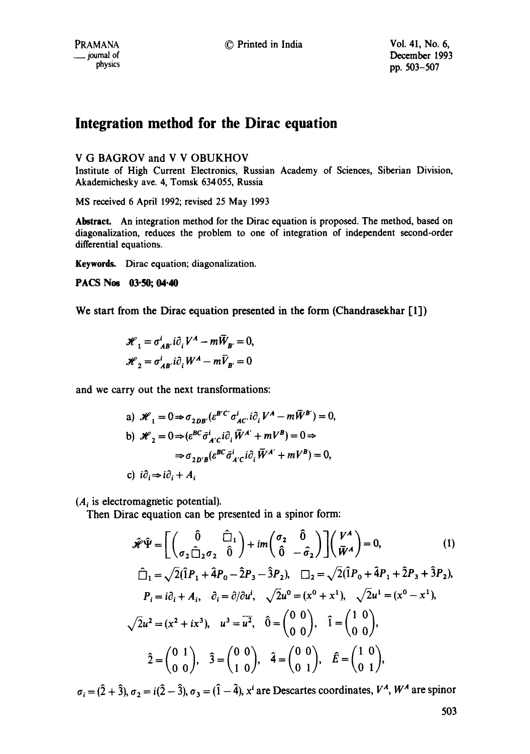# Integration method for the Dirac equation

V G BAGROV and V V OBUKHOV

Institute of High Current Electronics, Russian Academy of Sciences, Siberian Division, Akademichesky ave. 4, Tomsk 634055, Russia

MS received 6 April 1992; revised 25 May 1993

**Abstract.** An integration method for the Dirac equation is proposed. The method, based on diagonalization, reduces the problem to one of integration of independent second-order differential equations.

**Keywords.** Dirac equation; diagonalization.

**PACS Nos** 03·50; 04·40

We start from the Dirac equation presented in the form (Chandrasekhar [1])

$$\mathscr{H}_1 = \sigma^i_{AB'} i\partial_i V^A - m\bar{W}_{B'} = 0,$$
$$\mathscr{H}_2 = \sigma^i_{AB'} i\partial_i W^A - m\bar{V}_{B'} = 0$$

and we carry out the next transformations:

$$\text{a) } \mathscr{H}_1 = 0 \Rightarrow \sigma_{2DB'}(\varepsilon^{B'C'}\sigma^i_{AC'} i\partial_i V^A - m\bar{W}^{B'}) = 0,$$
$$\text{b) } \mathscr{H}_2 = 0 \Rightarrow (\varepsilon^{BC}\bar{\sigma}^i_{A'C} i\partial_i \bar{W}^{A'} + mV^B) = 0 \Rightarrow$$
$$\Rightarrow \sigma_{2D'B}(\varepsilon^{BC}\bar{\sigma}^i_{A'C} i\partial_i \bar{W}^{A'} + mV^B) = 0,$$
$$\text{c) } i\partial_i \Rightarrow i\partial_i + A_i$$

($A_i$ is electromagnetic potential).

Then Dirac equation can be presented in a spinor form:

$$\hat{\mathscr{H}}\hat{\Psi} = \left[\begin{pmatrix} \hat{0} & \hat{\Box}_1 \\ \sigma_2\hat{\Box}_2\sigma_2 & \hat{0} \end{pmatrix} + im\begin{pmatrix} \sigma_2 & \hat{0} \\ \hat{0} & -\hat{\sigma}_2 \end{pmatrix}\right]\begin{pmatrix} V^A \\ \bar{W}^A \end{pmatrix} = 0, \tag{1}$$

$$\hat{\Box}_1 = \sqrt{2}(\hat{1}P_1 + \hat{4}P_0 - \hat{2}P_3 - \hat{3}P_2),\quad \Box_2 = \sqrt{2}(\hat{1}P_0 + \hat{4}P_1 + \hat{2}P_3 + \hat{3}P_2),$$

$$P_i = i\partial_i + A_i,\quad \partial_i = \partial/\partial u^i,\quad \sqrt{2}u^0 = (x^0 + x^1),\quad \sqrt{2}u^1 = (x^0 - x^1),$$

$$\sqrt{2}u^2 = (x^2 + ix^3),\quad u^3 = \overline{u^2},\quad \hat{0} = \begin{pmatrix} 0 & 0 \\ 0 & 0 \end{pmatrix},\quad \hat{1} = \begin{pmatrix} 1 & 0 \\ 0 & 0 \end{pmatrix},$$

$$\hat{2} = \begin{pmatrix} 0 & 1 \\ 0 & 0 \end{pmatrix},\quad \hat{3} = \begin{pmatrix} 0 & 0 \\ 1 & 0 \end{pmatrix},\quad \hat{4} = \begin{pmatrix} 0 & 0 \\ 0 & 1 \end{pmatrix},\quad \hat{E} = \begin{pmatrix} 1 & 0 \\ 0 & 1 \end{pmatrix},$$

$\sigma_i = (\hat{2} + \hat{3})$, $\sigma_2 = i(\hat{2} - \hat{3})$, $\sigma_3 = (\hat{1} - \hat{4})$, $x^i$ are Descartes coordinates, $V^A$, $W^A$ are spinor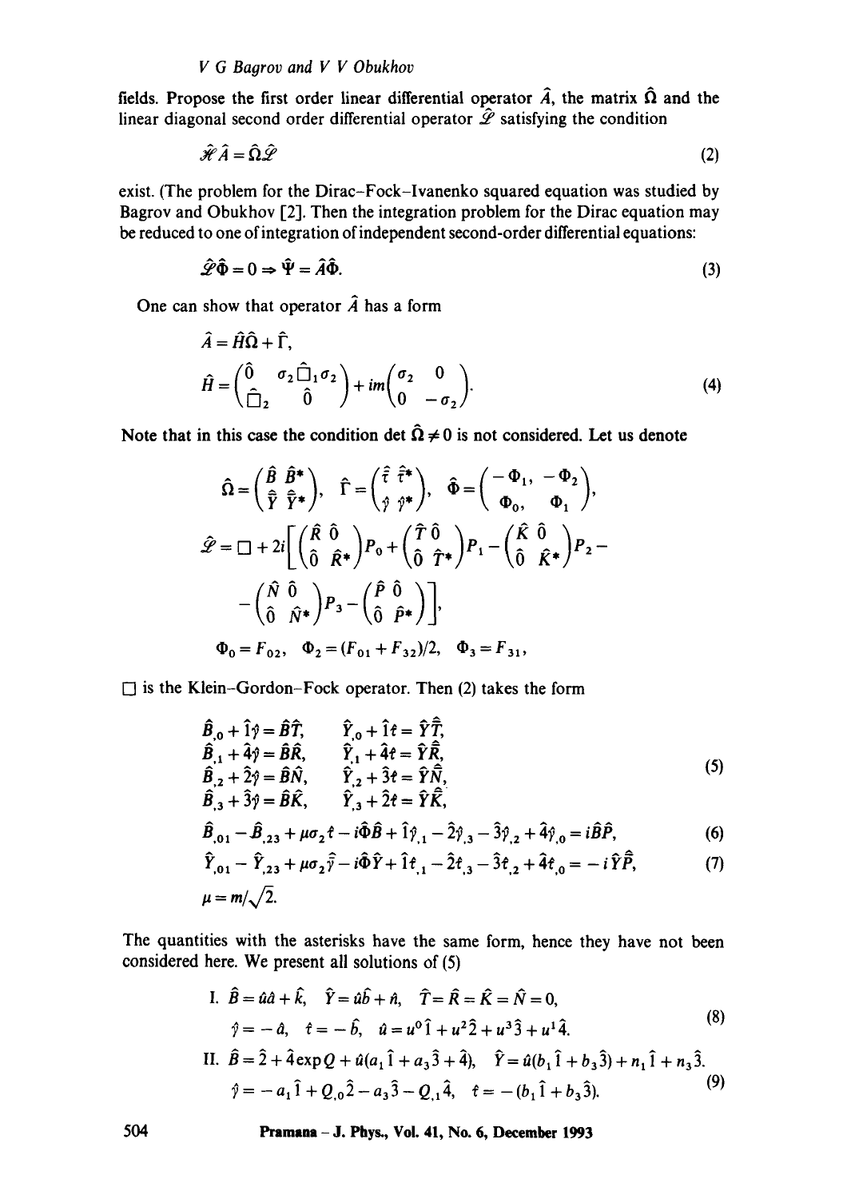fields. Propose the first order linear differential operator $\hat{A}$, the matrix $\hat{\Omega}$ and the linear diagonal second order differential operator $\hat{\mathscr{L}}$ satisfying the condition

$$\mathscr{H}\hat{A} = \hat{\Omega}\hat{\mathscr{L}} \tag{2}$$

exist. (The problem for the Dirac–Fock–Ivanenko squared equation was studied by Bagrov and Obukhov [2]. Then the integration problem for the Dirac equation may be reduced to one of integration of independent second-order differential equations:

$$\hat{\mathscr{L}}\hat{\Phi} = 0 \Rightarrow \hat{\Psi} = \hat{A}\hat{\Phi}. \tag{3}$$

One can show that operator $\hat{A}$ has a form

$$\hat{A} = \hat{H}\hat{\Omega} + \hat{\Gamma},$$

$$\hat{H} = \begin{pmatrix} \hat{0} & \sigma_2 \hat{\Box}_1 \sigma_2 \\ \hat{\Box}_2 & \hat{0} \end{pmatrix} + im \begin{pmatrix} \sigma_2 & 0 \\ 0 & -\sigma_2 \end{pmatrix}. \tag{4}$$

Note that in this case the condition $\det \hat{\Omega} \neq 0$ is not considered. Let us denote

$$\hat{\Omega} = \begin{pmatrix} \hat{B} & \hat{B}^* \\ \hat{Y} & \hat{Y}^* \end{pmatrix}, \quad \hat{\Gamma} = \begin{pmatrix} \hat{\tau} & \hat{\tau}^* \\ \hat{\gamma} & \hat{\gamma}^* \end{pmatrix}, \quad \hat{\Phi} = \begin{pmatrix} -\Phi_1, & -\Phi_2 \\ \Phi_0, & \Phi_1 \end{pmatrix},$$

$$\hat{\mathscr{L}} = \Box + 2i\left[\begin{pmatrix} \hat{R} & \hat{0} \\ \hat{0} & \hat{R}^* \end{pmatrix} P_0 + \begin{pmatrix} \hat{T} & \hat{0} \\ \hat{0} & \hat{T}^* \end{pmatrix} P_1 - \begin{pmatrix} \hat{K} & \hat{0} \\ \hat{0} & \hat{K}^* \end{pmatrix} P_2 - \right.$$

$$\left. - \begin{pmatrix} \hat{N} & \hat{0} \\ \hat{0} & \hat{N}^* \end{pmatrix} P_3 - \begin{pmatrix} \hat{P} & \hat{0} \\ \hat{0} & \hat{P}^* \end{pmatrix}\right],$$

$$\Phi_0 = F_{02}, \quad \Phi_2 = (F_{01} + F_{32})/2, \quad \Phi_3 = F_{31},$$

$\Box$ is the Klein–Gordon–Fock operator. Then (2) takes the form

$$\begin{aligned}
&\hat{B}_{,0} + \hat{1}\hat{\gamma} = \hat{B}\hat{T}, && \hat{Y}_{,0} + \hat{1}\hat{\tau} = \hat{Y}\hat{\hat{T}}, \\
&\hat{B}_{,1} + \hat{4}\hat{\gamma} = \hat{B}\hat{R}, && \hat{Y}_{,1} + \hat{4}\hat{\tau} = \hat{Y}\hat{\hat{R}}, \\
&\hat{B}_{,2} + \hat{2}\hat{\gamma} = \hat{B}\hat{N}, && \hat{Y}_{,2} + \hat{3}\hat{\tau} = \hat{Y}\hat{\hat{N}}, \\
&\hat{B}_{,3} + \hat{3}\hat{\gamma} = \hat{B}\hat{K}, && \hat{Y}_{,3} + \hat{2}\hat{\tau} = \hat{Y}\hat{\hat{K}},
\end{aligned} \tag{5}$$

$$\hat{B}_{,01} - \hat{B}_{,23} + \mu\sigma_2\hat{\tau} - i\hat{\Phi}\hat{B} + \hat{1}\hat{\gamma}_{,1} - \hat{2}\hat{\gamma}_{,3} - \hat{3}\hat{\gamma}_{,2} + \hat{4}\hat{\gamma}_{,0} = i\hat{B}\hat{P}, \tag{6}$$

$$\hat{Y}_{,01} - \hat{Y}_{,23} + \mu\sigma_2\hat{\gamma} - i\hat{\Phi}\hat{Y} + \hat{1}\hat{\tau}_{,1} - \hat{2}\hat{\tau}_{,3} - \hat{3}\hat{\tau}_{,2} + \hat{4}\hat{\tau}_{,0} = -i\hat{Y}\hat{\hat{P}}, \tag{7}$$

$$\mu = m/\sqrt{2}.$$

The quantities with the asterisks have the same form, hence they have not been considered here. We present all solutions of (5)

$$\begin{aligned}
\text{I.}\ &\hat{B} = \hat{u}\hat{a} + \hat{k}, \quad \hat{Y} = \hat{u}\hat{b} + \hat{n}, \quad \hat{T} = \hat{R} = \hat{K} = \hat{N} = 0, \\
&\hat{\gamma} = -\hat{a}, \quad \hat{\tau} = -\hat{b}, \quad \hat{u} = u^0\hat{1} + u^2\hat{2} + u^3\hat{3} + u^1\hat{4}.
\end{aligned} \tag{8}$$

$$\begin{aligned}
\text{II.}\ &\hat{B} = \hat{2} + \hat{4}\exp Q + \hat{u}(a_1\hat{1} + a_3\hat{3} + \hat{4}), \quad \hat{Y} = \hat{u}(b_1\hat{1} + b_3\hat{3}) + n_1\hat{1} + n_3\hat{3}. \\
&\hat{\gamma} = -a_1\hat{1} + Q_{,0}\hat{2} - a_3\hat{3} - Q_{,1}\hat{4}, \quad \hat{\tau} = -(b_1\hat{1} + b_3\hat{3}).
\end{aligned} \tag{9}$$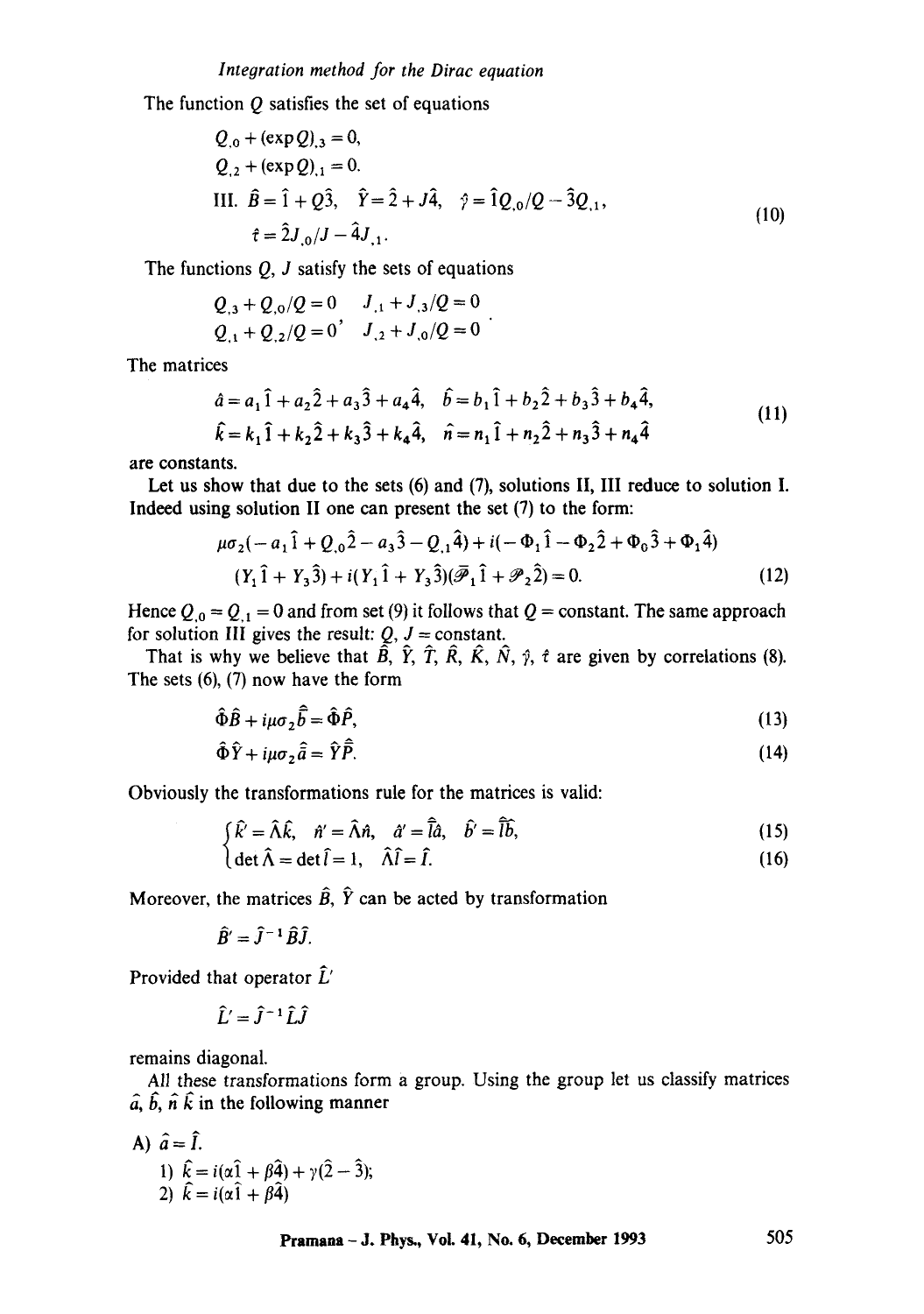The function $Q$ satisfies the set of equations

$$Q_{,0} + (\exp Q)_{,3} = 0,$$
$$Q_{,2} + (\exp Q)_{,1} = 0.$$

$$\text{III.}\ \hat{B} = \hat{1} + Q\hat{3}, \quad \hat{Y} = \hat{2} + J\hat{4}, \quad \hat{\gamma} = \hat{1}Q_{,0}/Q - \hat{3}Q_{,1},$$
$$\hat{t} = \hat{2}J_{,0}/J - \hat{4}J_{,1}. \tag{10}$$

The functions $Q$, $J$ satisfy the sets of equations

$$Q_{,3} + Q_{,0}/Q = 0 \quad J_{,1} + J_{,3}/Q = 0$$
$$Q_{,1} + Q_{,2}/Q = 0, \quad J_{,2} + J_{,0}/Q = 0.$$

The matrices

$$\hat{a} = a_1\hat{1} + a_2\hat{2} + a_3\hat{3} + a_4\hat{4}, \quad \hat{b} = b_1\hat{1} + b_2\hat{2} + b_3\hat{3} + b_4\hat{4},$$
$$\hat{k} = k_1\hat{1} + k_2\hat{2} + k_3\hat{3} + k_4\hat{4}, \quad \hat{n} = n_1\hat{1} + n_2\hat{2} + n_3\hat{3} + n_4\hat{4} \tag{11}$$

are constants.

Let us show that due to the sets (6) and (7), solutions II, III reduce to solution I. Indeed using solution II one can present the set (7) to the form:

$$\mu\sigma_2(-a_1\hat{1} + Q_{,0}\hat{2} - a_3\hat{3} - Q_{,1}\hat{4}) + i(-\Phi_1\hat{1} - \Phi_2\hat{2} + \Phi_0\hat{3} + \Phi_1\hat{4})$$
$$(Y_1\hat{1} + Y_3\hat{3}) + i(Y_1\hat{1} + Y_3\hat{3})(\bar{\mathscr{P}}_1\hat{1} + \mathscr{P}_2\hat{2}) = 0. \tag{12}$$

Hence $Q_{,0} = Q_{,1} = 0$ and from set (9) it follows that $Q = \text{constant}$. The same approach for solution III gives the result: $Q$, $J = \text{constant}$.

That is why we believe that $\hat{B}$, $\hat{Y}$, $\hat{T}$, $\hat{R}$, $\hat{K}$, $\hat{N}$, $\hat{\gamma}$, $\hat{t}$ are given by correlations (8). The sets (6), (7) now have the form

$$\hat{\Phi}\hat{B} + i\mu\sigma_2\hat{\hat{b}} = \hat{\Phi}\hat{P}, \tag{13}$$

$$\hat{\Phi}\hat{Y} + i\mu\sigma_2\hat{a} = \hat{Y}\hat{\hat{P}}. \tag{14}$$

Obviously the transformations rule for the matrices is valid:

$$\begin{cases} \hat{k}' = \hat{\Lambda}\hat{k}, \quad \hat{n}' = \hat{\Lambda}\hat{n}, \quad \hat{a}' = \hat{\hat{l}}\hat{a}, \quad \hat{b}' = \hat{\hat{l}}\hat{b}, & (15) \\ \det\hat{\Lambda} = \det\hat{l} = 1, \quad \hat{\Lambda}\hat{l} = \hat{l}. & (16) \end{cases}$$

Moreover, the matrices $\hat{B}$, $\hat{Y}$ can be acted by transformation

$$\hat{B}' = \hat{J}^{-1}\hat{B}\hat{J}.$$

Provided that operator $\hat{L}'$

$$\hat{L}' = \hat{J}^{-1}\hat{L}\hat{J}$$

remains diagonal.

All these transformations form a group. Using the group let us classify matrices $\hat{a}$, $\hat{b}$, $\hat{n}$ $\hat{k}$ in the following manner

A) $\hat{a} = \hat{l}$.

1) $\hat{k} = i(\alpha\hat{1} + \beta\hat{4}) + \gamma(\hat{2} - \hat{3})$;
2) $\hat{k} = i(\alpha\hat{1} + \beta\hat{4})$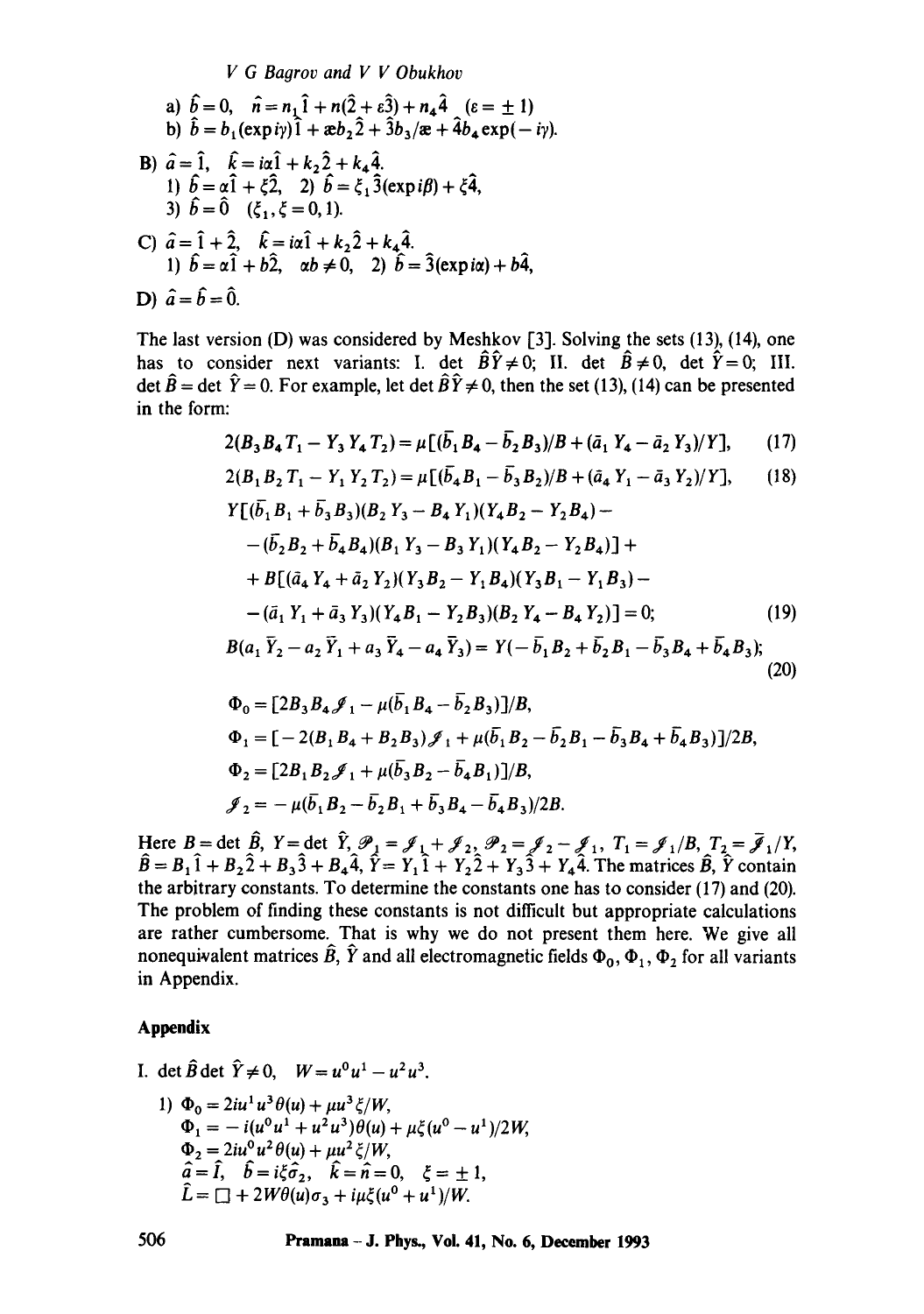a) $\hat{b} = 0, \quad \hat{n} = n_1 \hat{1} + n(\hat{2} + \varepsilon \hat{3}) + n_4 \hat{4} \quad (\varepsilon = \pm 1)$

b) $\hat{b} = b_1 (\exp i\gamma) \hat{1} + \text{æ} b_2 \hat{2} + \hat{3} b_3 / \text{æ} + \hat{4} b_4 \exp(-i\gamma)$.

B) $\hat{a} = \hat{1}, \quad \hat{k} = i\alpha \hat{1} + k_2 \hat{2} + k_4 \hat{4}$.

1) $\hat{b} = \alpha \hat{1} + \xi \hat{2}$, 2) $\hat{b} = \xi_1 \hat{3} (\exp i\beta) + \xi \hat{4}$,

3) $\hat{b} = \hat{0} \quad (\xi_1, \xi = 0, 1)$.

C) $\hat{a} = \hat{1} + \hat{2}, \quad \hat{k} = i\alpha \hat{1} + k_2 \hat{2} + k_4 \hat{4}$.

1) $\hat{b} = \alpha \hat{1} + b \hat{2}, \quad \alpha b \neq 0$, 2) $\hat{b} = \hat{3} (\exp i\alpha) + b \hat{4}$,

D) $\hat{a} = \hat{b} = \hat{0}$.

The last version (D) was considered by Meshkov [3]. Solving the sets (13), (14), one has to consider next variants: I. $\det \hat{B} \hat{Y} \neq 0$; II. $\det \hat{B} \neq 0$, $\det \hat{Y} = 0$; III. $\det \hat{B} = \det \hat{Y} = 0$. For example, let $\det \hat{B} \hat{Y} \neq 0$, then the set (13), (14) can be presented in the form:

$$2(B_3 B_4 T_1 - Y_3 Y_4 T_2) = \mu [(\bar{b}_1 B_4 - \bar{b}_2 B_3)/B + (\bar{a}_1 Y_4 - \bar{a}_2 Y_3)/Y], \tag{17}$$

$$2(B_1 B_2 T_1 - Y_1 Y_2 T_2) = \mu [(\bar{b}_4 B_1 - \bar{b}_3 B_2)/B + (\bar{a}_4 Y_1 - \bar{a}_3 Y_2)/Y], \tag{18}$$

$$\begin{aligned} &Y[(\bar{b}_1 B_1 + \bar{b}_3 B_3)(B_2 Y_3 - B_4 Y_1)(Y_4 B_2 - Y_2 B_4) - \\ &\quad - (\bar{b}_2 B_2 + \bar{b}_4 B_4)(B_1 Y_3 - B_3 Y_1)(Y_4 B_2 - Y_2 B_4)] + \\ &\quad + B[(\bar{a}_4 Y_4 + \bar{a}_2 Y_2)(Y_3 B_2 - Y_1 B_4)(Y_3 B_1 - Y_1 B_3) - \\ &\quad - (\bar{a}_1 Y_1 + \bar{a}_3 Y_3)(Y_4 B_1 - Y_2 B_3)(B_2 Y_4 - B_4 Y_2)] = 0; \end{aligned} \tag{19}$$

$$B(a_1 \bar{Y}_2 - a_2 \bar{Y}_1 + a_3 \bar{Y}_4 - a_4 \bar{Y}_3) = Y(-\bar{b}_1 B_2 + \bar{b}_2 B_1 - \bar{b}_3 B_4 + \bar{b}_4 B_3); \tag{20}$$

$$\Phi_0 = [2B_3 B_4 \mathscr{I}_1 - \mu(\bar{b}_1 B_4 - \bar{b}_2 B_3)]/B,$$

$$\Phi_1 = [-2(B_1 B_4 + B_2 B_3)\mathscr{I}_1 + \mu(\bar{b}_1 B_2 - \bar{b}_2 B_1 - \bar{b}_3 B_4 + \bar{b}_4 B_3)]/2B,$$

$$\Phi_2 = [2B_1 B_2 \mathscr{I}_1 + \mu(\bar{b}_3 B_2 - \bar{b}_4 B_1)]/B,$$

$$\mathscr{I}_2 = -\mu(\bar{b}_1 B_2 - \bar{b}_2 B_1 + \bar{b}_3 B_4 - \bar{b}_4 B_3)/2B.$$

Here $B = \det \hat{B}$, $Y = \det \hat{Y}$, $\mathscr{P}_1 = \mathscr{I}_1 + \mathscr{I}_2$, $\mathscr{P}_2 = \mathscr{I}_2 - \mathscr{I}_1$, $T_1 = \mathscr{I}_1/B$, $T_2 = \bar{\mathscr{I}}_1/Y$, $\hat{B} = B_1 \hat{1} + B_2 \hat{2} + B_3 \hat{3} + B_4 \hat{4}$, $\hat{Y} = Y_1 \hat{1} + Y_2 \hat{2} + Y_3 \hat{3} + Y_4 \hat{4}$. The matrices $\hat{B}$, $\hat{Y}$ contain the arbitrary constants. To determine the constants one has to consider (17) and (20). The problem of finding these constants is not difficult but appropriate calculations are rather cumbersome. That is why we do not present them here. We give all nonequivalent matrices $\hat{B}$, $\hat{Y}$ and all electromagnetic fields $\Phi_0$, $\Phi_1$, $\Phi_2$ for all variants in Appendix.

## Appendix

I. $\det \hat{B} \det \hat{Y} \neq 0, \quad W = u^0 u^1 - u^2 u^3$.

1) $\Phi_0 = 2iu^1 u^3 \theta(u) + \mu u^3 \xi / W$,

$\Phi_1 = -i(u^0 u^1 + u^2 u^3)\theta(u) + \mu \xi (u^0 - u^1)/2W$,

$\Phi_2 = 2iu^0 u^2 \theta(u) + \mu u^2 \xi / W$,

$\hat{a} = \hat{I}, \quad \hat{b} = i\xi \hat{\sigma}_2, \quad \hat{k} = \hat{n} = 0, \quad \xi = \pm 1$,

$\hat{L} = \square + 2W\theta(u)\sigma_3 + i\mu\xi(u^0 + u^1)/W$.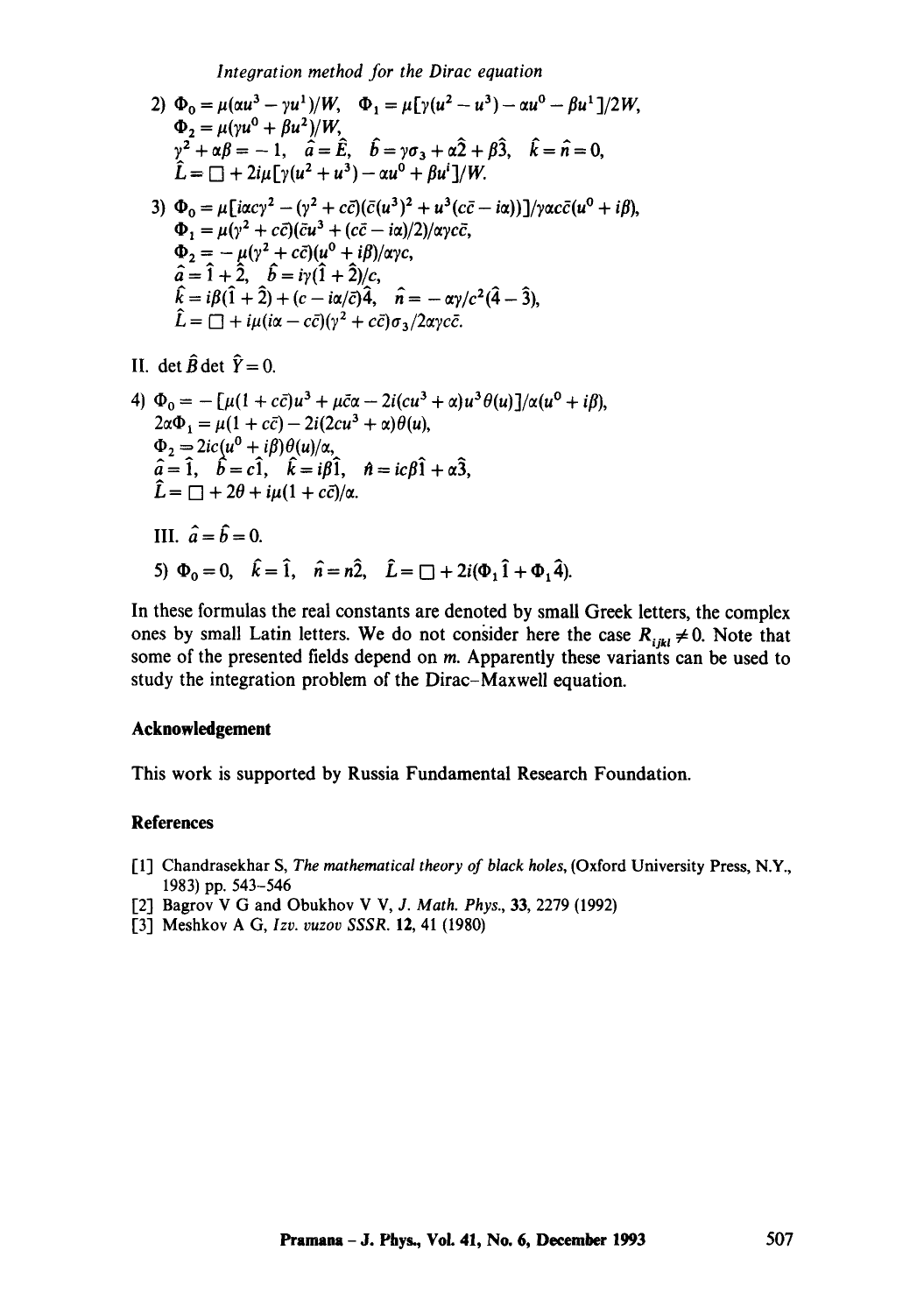2) $\Phi_0 = \mu(\alpha u^3 - \gamma u^1)/W, \quad \Phi_1 = \mu[\gamma(u^2 - u^3) - \alpha u^0 - \beta u^1]/2W,$
$\Phi_2 = \mu(\gamma u^0 + \beta u^2)/W,$
$\gamma^2 + \alpha\beta = -1, \quad \hat{a} = \hat{E}, \quad \hat{b} = \gamma\sigma_3 + \alpha\hat{2} + \beta\hat{3}, \quad \hat{k} = \hat{n} = 0,$
$\hat{L} = \Box + 2i\mu[\gamma(u^2 + u^3) - \alpha u^0 + \beta u^i]/W.$

3) $\Phi_0 = \mu[i\alpha c\gamma^2 - (\gamma^2 + c\bar{c})(\bar{c}(u^3)^2 + u^3(c\bar{c} - i\alpha))]/\gamma\alpha c\bar{c}(u^0 + i\beta),$
$\Phi_1 = \mu(\gamma^2 + c\bar{c})(\bar{c}u^3 + (c\bar{c} - i\alpha)/2)/\alpha\gamma c\bar{c},$
$\Phi_2 = -\mu(\gamma^2 + c\bar{c})(u^0 + i\beta)/\alpha\gamma c,$
$\hat{a} = \hat{1} + \hat{2}, \quad \hat{b} = i\gamma(\hat{1} + \hat{2})/c,$
$\hat{k} = i\beta(\hat{1} + \hat{2}) + (c - i\alpha/\bar{c})\hat{4}, \quad \hat{n} = -\alpha\gamma/c^2(\hat{4} - \hat{3}),$
$\hat{L} = \Box + i\mu(i\alpha - c\bar{c})(\gamma^2 + c\bar{c})\sigma_3/2\alpha\gamma c\bar{c}.$

II. $\det \hat{B} \det \hat{Y} = 0.$

4) $\Phi_0 = -[\mu(1 + c\bar{c})u^3 + \mu\bar{c}\alpha - 2i(cu^3 + \alpha)u^3\theta(u)]/\alpha(u^0 + i\beta),$
$2\alpha\Phi_1 = \mu(1 + c\bar{c}) - 2i(2cu^3 + \alpha)\theta(u),$
$\Phi_2 = 2ic(u^0 + i\beta)\theta(u)/\alpha,$
$\hat{a} = \hat{1}, \quad \hat{b} = c\hat{1}, \quad \hat{k} = i\beta\hat{1}, \quad \hat{n} = ic\beta\hat{1} + \alpha\hat{3},$
$\hat{L} = \Box + 2\theta + i\mu(1 + c\bar{c})/\alpha.$

III. $\hat{a} = \hat{b} = 0.$

5) $\Phi_0 = 0, \quad \hat{k} = \hat{1}, \quad \hat{n} = n\hat{2}, \quad \hat{L} = \Box + 2i(\Phi_1\hat{1} + \Phi_1\hat{4}).$

In these formulas the real constants are denoted by small Greek letters, the complex ones by small Latin letters. We do not consider here the case $R_{ijkl} \neq 0$. Note that some of the presented fields depend on $m$. Apparently these variants can be used to study the integration problem of the Dirac–Maxwell equation.

## Acknowledgement

This work is supported by Russia Fundamental Research Foundation.

## References

[1] Chandrasekhar S, *The mathematical theory of black holes*, (Oxford University Press, N.Y., 1983) pp. 543–546

[2] Bagrov V G and Obukhov V V, *J. Math. Phys.*, **33**, 2279 (1992)

[3] Meshkov A G, *Izv. vuzov SSSR*. **12**, 41 (1980)